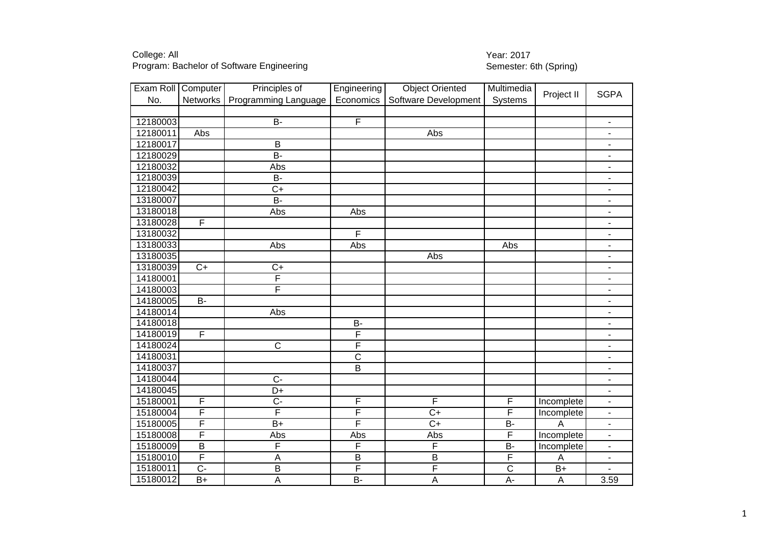College: All
Program: Bachelor of Software Engineering

Year: 2017
Semester: 6th (Spring)

| Exam Roll No. | Computer Networks | Principles of Programming Language | Engineering Economics | Object Oriented Software Development | Multimedia Systems | Project II | SGPA |
|---|---|---|---|---|---|---|---|
| | | | | | | | |
| 12180003 | | B- | F | | | | - |
| 12180011 | Abs | | | Abs | | | - |
| 12180017 | | B | | | | | - |
| 12180029 | | B- | | | | | - |
| 12180032 | | Abs | | | | | - |
| 12180039 | | B- | | | | | - |
| 12180042 | | C+ | | | | | - |
| 13180007 | | B- | | | | | - |
| 13180018 | | Abs | Abs | | | | - |
| 13180028 | F | | | | | | - |
| 13180032 | | | F | | | | - |
| 13180033 | | Abs | Abs | | Abs | | - |
| 13180035 | | | | Abs | | | - |
| 13180039 | C+ | C+ | | | | | - |
| 14180001 | | F | | | | | - |
| 14180003 | | F | | | | | - |
| 14180005 | B- | | | | | | - |
| 14180014 | | Abs | | | | | - |
| 14180018 | | | B- | | | | - |
| 14180019 | F | | F | | | | - |
| 14180024 | | C | F | | | | - |
| 14180031 | | | C | | | | - |
| 14180037 | | | B | | | | - |
| 14180044 | | C- | | | | | - |
| 14180045 | | D+ | | | | | - |
| 15180001 | F | C- | F | F | F | Incomplete | - |
| 15180004 | F | F | F | C+ | F | Incomplete | - |
| 15180005 | F | B+ | F | C+ | B- | A | - |
| 15180008 | F | Abs | Abs | Abs | F | Incomplete | - |
| 15180009 | B | F | F | F | B- | Incomplete | - |
| 15180010 | F | A | B | B | F | A | - |
| 15180011 | C- | B | F | F | C | B+ | - |
| 15180012 | B+ | A | B- | A | A- | A | 3.59 |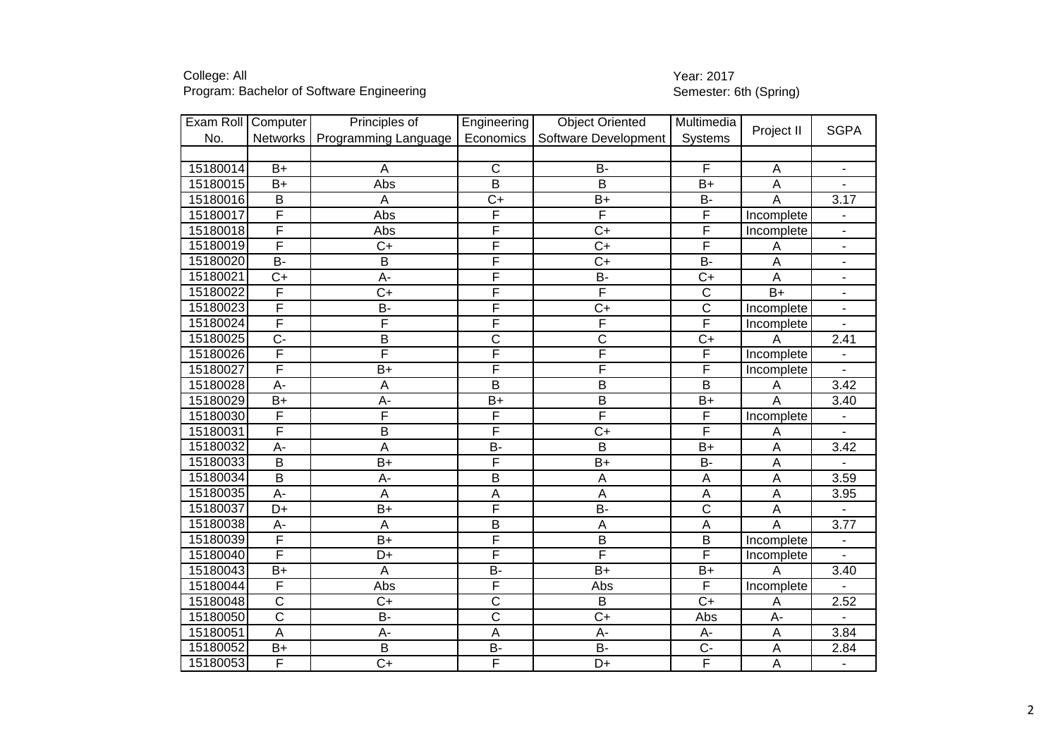College: All
Program: Bachelor of Software Engineering

Year: 2017
Semester: 6th (Spring)

| Exam Roll No. | Computer Networks | Principles of Programming Language | Engineering Economics | Object Oriented Software Development | Multimedia Systems | Project II | SGPA |
|---|---|---|---|---|---|---|---|
| | | | | | | | |
| 15180014 | B+ | A | C | B- | F | A | - |
| 15180015 | B+ | Abs | B | B | B+ | A | - |
| 15180016 | B | A | C+ | B+ | B- | A | 3.17 |
| 15180017 | F | Abs | F | F | F | Incomplete | - |
| 15180018 | F | Abs | F | C+ | F | Incomplete | - |
| 15180019 | F | C+ | F | C+ | F | A | - |
| 15180020 | B- | B | F | C+ | B- | A | - |
| 15180021 | C+ | A- | F | B- | C+ | A | - |
| 15180022 | F | C+ | F | F | C | B+ | - |
| 15180023 | F | B- | F | C+ | C | Incomplete | - |
| 15180024 | F | F | F | F | F | Incomplete | - |
| 15180025 | C- | B | C | C | C+ | A | 2.41 |
| 15180026 | F | F | F | F | F | Incomplete | - |
| 15180027 | F | B+ | F | F | F | Incomplete | - |
| 15180028 | A- | A | B | B | B | A | 3.42 |
| 15180029 | B+ | A- | B+ | B | B+ | A | 3.40 |
| 15180030 | F | F | F | F | F | Incomplete | - |
| 15180031 | F | B | F | C+ | F | A | - |
| 15180032 | A- | A | B- | B | B+ | A | 3.42 |
| 15180033 | B | B+ | F | B+ | B- | A | - |
| 15180034 | B | A- | B | A | A | A | 3.59 |
| 15180035 | A- | A | A | A | A | A | 3.95 |
| 15180037 | D+ | B+ | F | B- | C | A | - |
| 15180038 | A- | A | B | A | A | A | 3.77 |
| 15180039 | F | B+ | F | B | B | Incomplete | - |
| 15180040 | F | D+ | F | F | F | Incomplete | - |
| 15180043 | B+ | A | B- | B+ | B+ | A | 3.40 |
| 15180044 | F | Abs | F | Abs | F | Incomplete | - |
| 15180048 | C | C+ | C | B | C+ | A | 2.52 |
| 15180050 | C | B- | C | C+ | Abs | A- | - |
| 15180051 | A | A- | A | A- | A- | A | 3.84 |
| 15180052 | B+ | B | B- | B- | C- | A | 2.84 |
| 15180053 | F | C+ | F | D+ | F | A | - |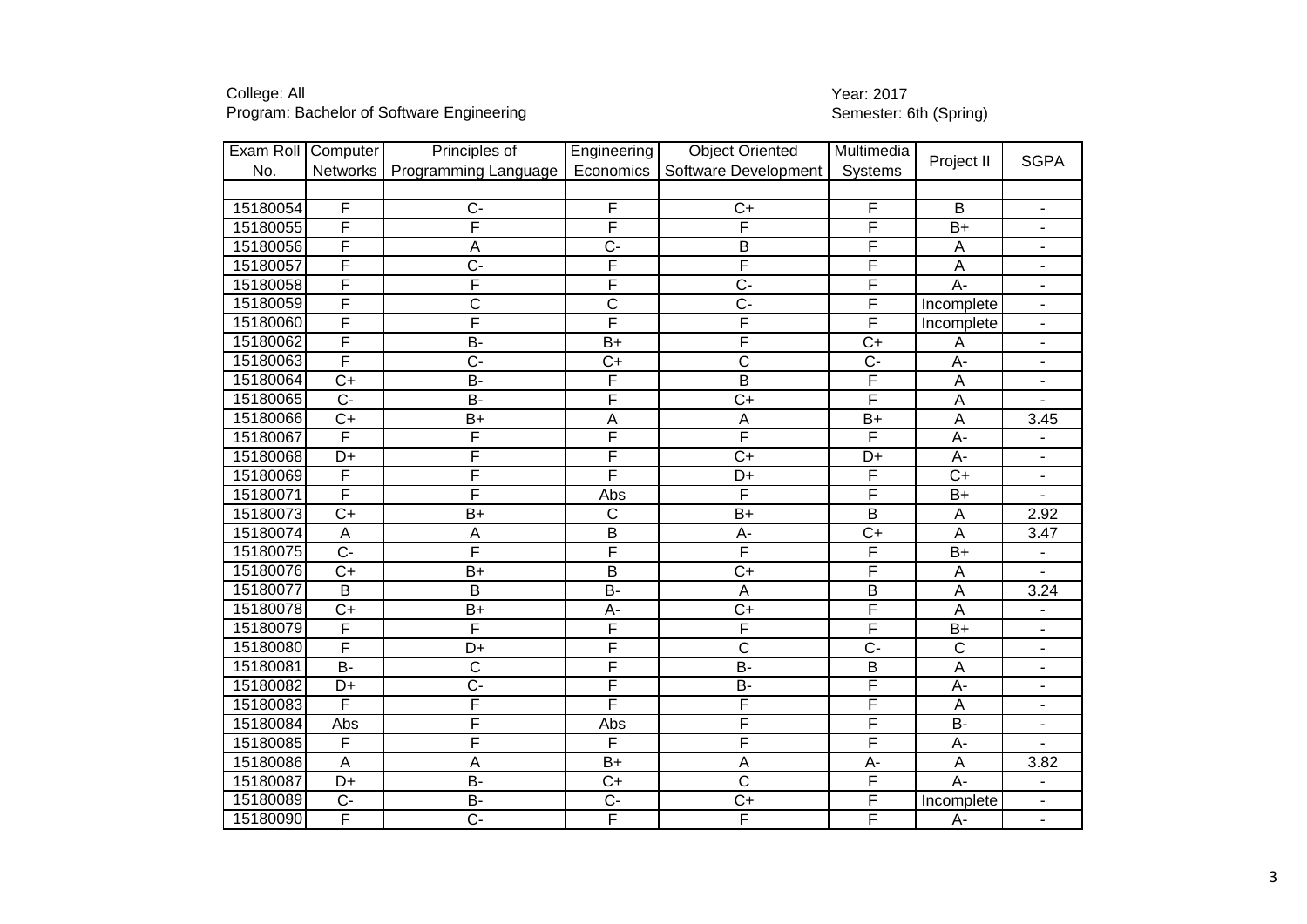College: All
Program: Bachelor of Software Engineering

Year: 2017
Semester: 6th (Spring)

| Exam Roll No. | Computer Networks | Principles of Programming Language | Engineering Economics | Object Oriented Software Development | Multimedia Systems | Project II | SGPA |
|---|---|---|---|---|---|---|---|
| | | | | | | | |
| 15180054 | F | C- | F | C+ | F | B | - |
| 15180055 | F | F | F | F | F | B+ | - |
| 15180056 | F | A | C- | B | F | A | - |
| 15180057 | F | C- | F | F | F | A | - |
| 15180058 | F | F | F | C- | F | A- | - |
| 15180059 | F | C | C | C- | F | Incomplete | - |
| 15180060 | F | F | F | F | F | Incomplete | - |
| 15180062 | F | B- | B+ | F | C+ | A | - |
| 15180063 | F | C- | C+ | C | C- | A- | - |
| 15180064 | C+ | B- | F | B | F | A | - |
| 15180065 | C- | B- | F | C+ | F | A | - |
| 15180066 | C+ | B+ | A | A | B+ | A | 3.45 |
| 15180067 | F | F | F | F | F | A- | - |
| 15180068 | D+ | F | F | C+ | D+ | A- | - |
| 15180069 | F | F | F | D+ | F | C+ | - |
| 15180071 | F | F | Abs | F | F | B+ | - |
| 15180073 | C+ | B+ | C | B+ | B | A | 2.92 |
| 15180074 | A | A | B | A- | C+ | A | 3.47 |
| 15180075 | C- | F | F | F | F | B+ | - |
| 15180076 | C+ | B+ | B | C+ | F | A | - |
| 15180077 | B | B | B- | A | B | A | 3.24 |
| 15180078 | C+ | B+ | A- | C+ | F | A | - |
| 15180079 | F | F | F | F | F | B+ | - |
| 15180080 | F | D+ | F | C | C- | C | - |
| 15180081 | B- | C | F | B- | B | A | - |
| 15180082 | D+ | C- | F | B- | F | A- | - |
| 15180083 | F | F | F | F | F | A | - |
| 15180084 | Abs | F | Abs | F | F | B- | - |
| 15180085 | F | F | F | F | F | A- | - |
| 15180086 | A | A | B+ | A | A- | A | 3.82 |
| 15180087 | D+ | B- | C+ | C | F | A- | - |
| 15180089 | C- | B- | C- | C+ | F | Incomplete | - |
| 15180090 | F | C- | F | F | F | A- | - |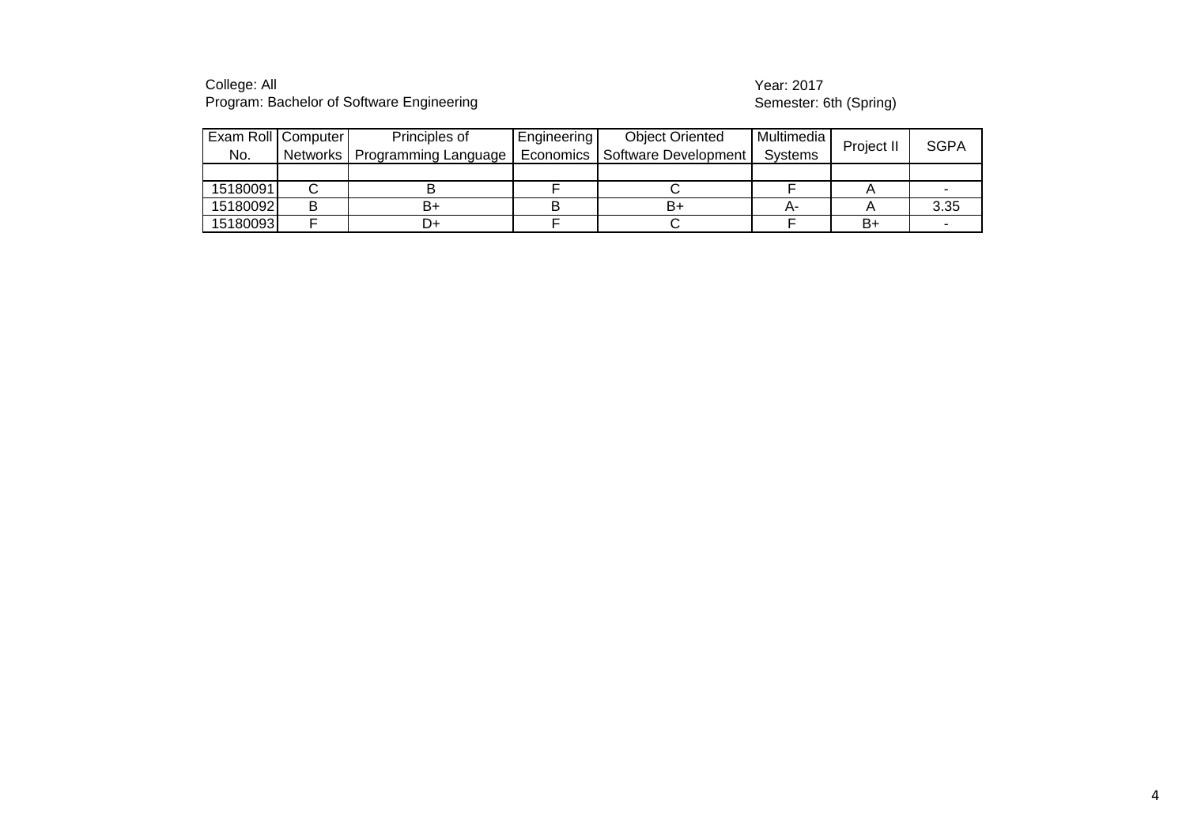College: All
Program: Bachelor of Software Engineering

Year: 2017
Semester: 6th (Spring)

| Exam Roll No. | Computer Networks | Principles of Programming Language | Engineering Economics | Object Oriented Software Development | Multimedia Systems | Project II | SGPA |
|---|---|---|---|---|---|---|---|
| | | | | | | | |
| 15180091 | C | B | F | C | F | A | - |
| 15180092 | B | B+ | B | B+ | A- | A | 3.35 |
| 15180093 | F | D+ | F | C | F | B+ | - |